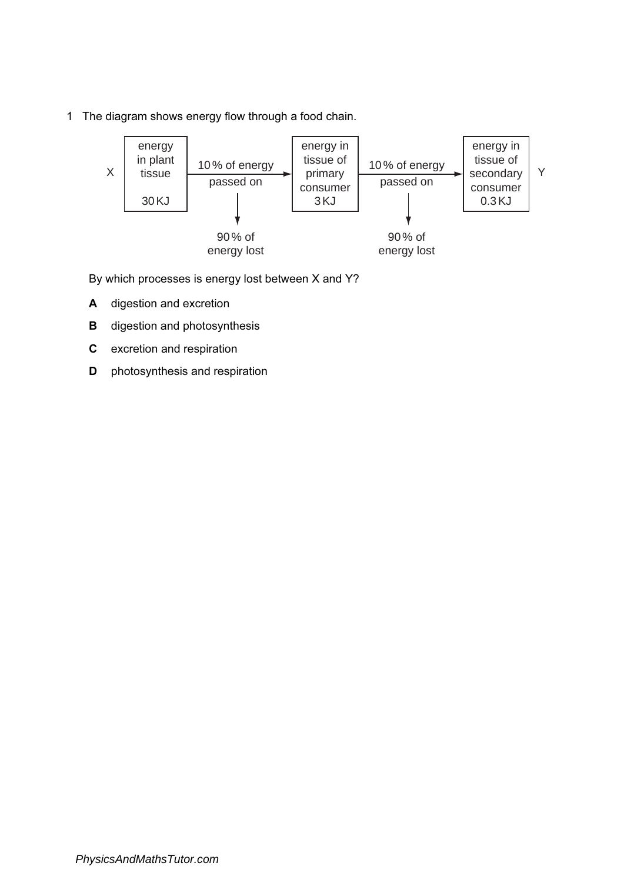1 The diagram shows energy flow through a food chain.

X → [energy in plant tissue 30 KJ] → 10 % of energy passed on → [energy in tissue of primary consumer 3 KJ] → 10 % of energy passed on → [energy in tissue of secondary consumer 0.3 KJ] Y

90 % of energy lost (first transfer)

90 % of energy lost (second transfer)

By which processes is energy lost between X and Y?

**A** digestion and excretion

**B** digestion and photosynthesis

**C** excretion and respiration

**D** photosynthesis and respiration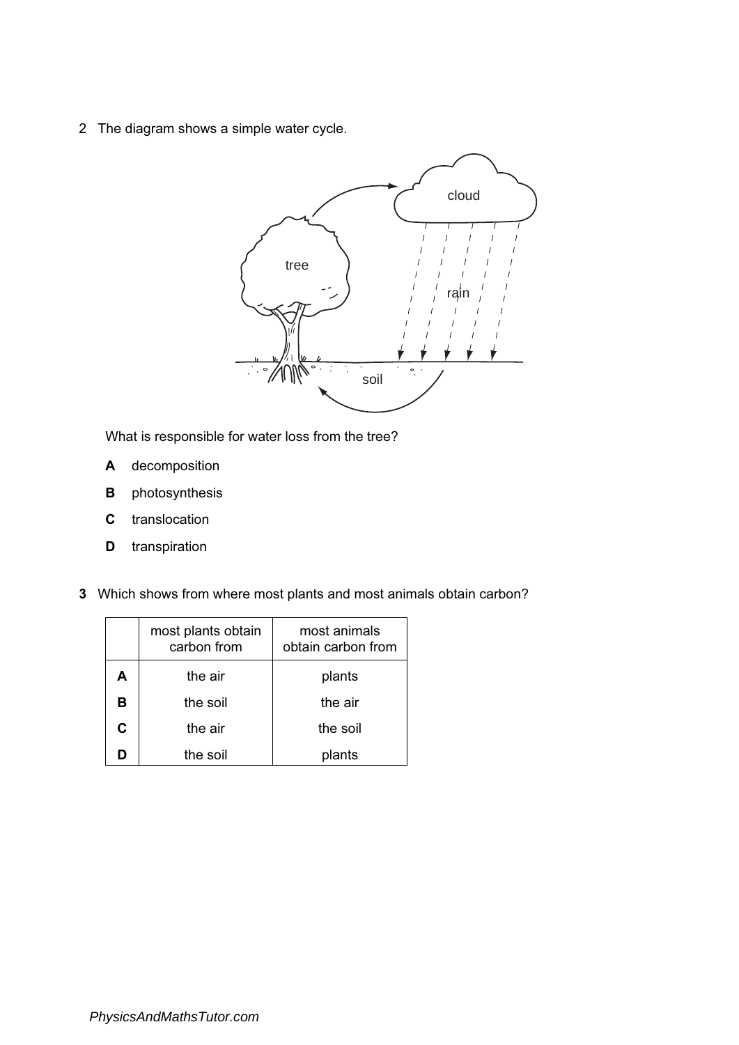2 The diagram shows a simple water cycle.

What is responsible for water loss from the tree?

**A** decomposition

**B** photosynthesis

**C** translocation

**D** transpiration

**3** Which shows from where most plants and most animals obtain carbon?

| | most plants obtain carbon from | most animals obtain carbon from |
|---|---|---|
| **A** | the air | plants |
| **B** | the soil | the air |
| **C** | the air | the soil |
| **D** | the soil | plants |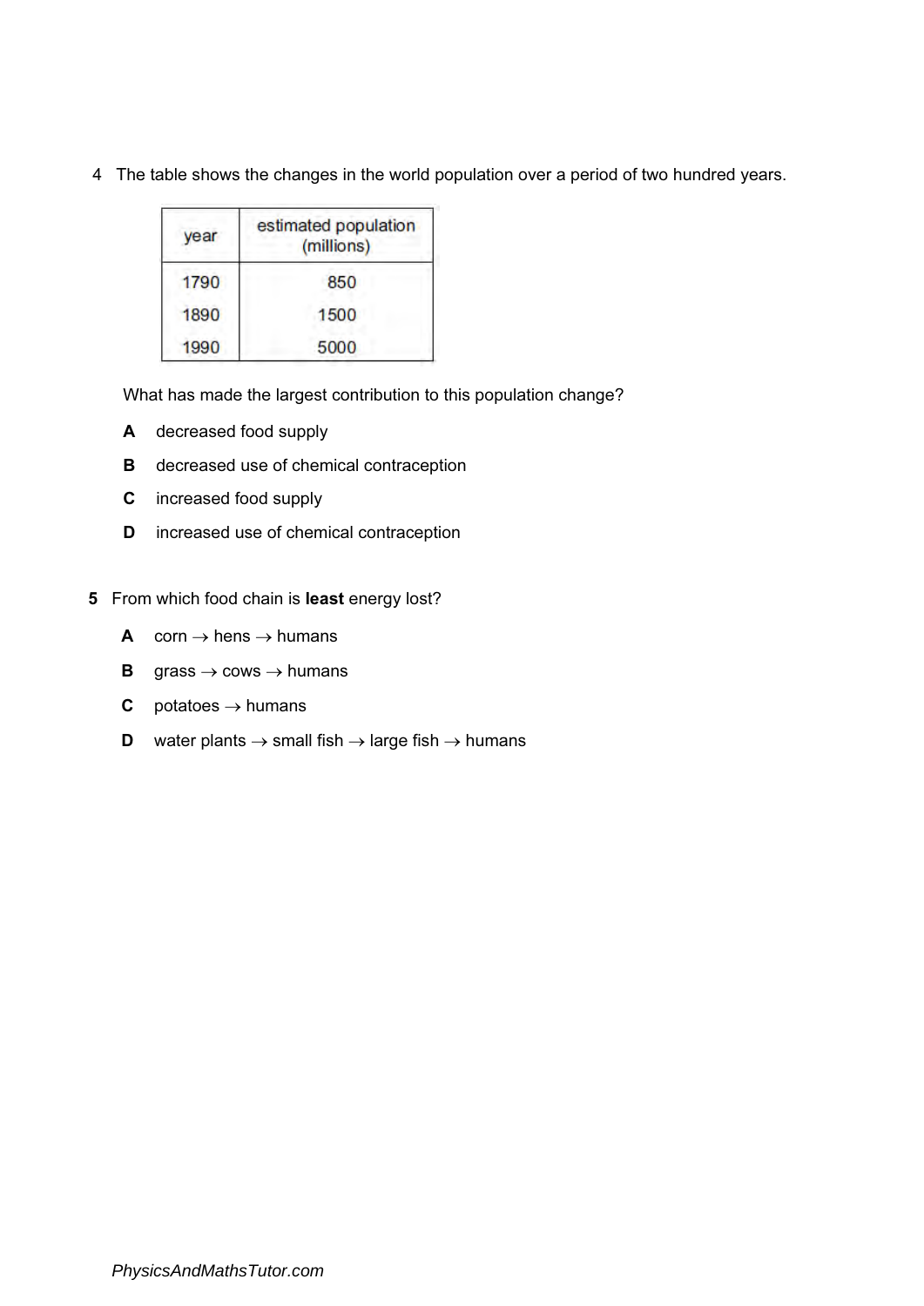4 The table shows the changes in the world population over a period of two hundred years.

| year | estimated population (millions) |
| --- | --- |
| 1790 | 850 |
| 1890 | 1500 |
| 1990 | 5000 |

What has made the largest contribution to this population change?

**A** decreased food supply

**B** decreased use of chemical contraception

**C** increased food supply

**D** increased use of chemical contraception

**5** From which food chain is **least** energy lost?

**A** corn → hens → humans

**B** grass → cows → humans

**C** potatoes → humans

**D** water plants → small fish → large fish → humans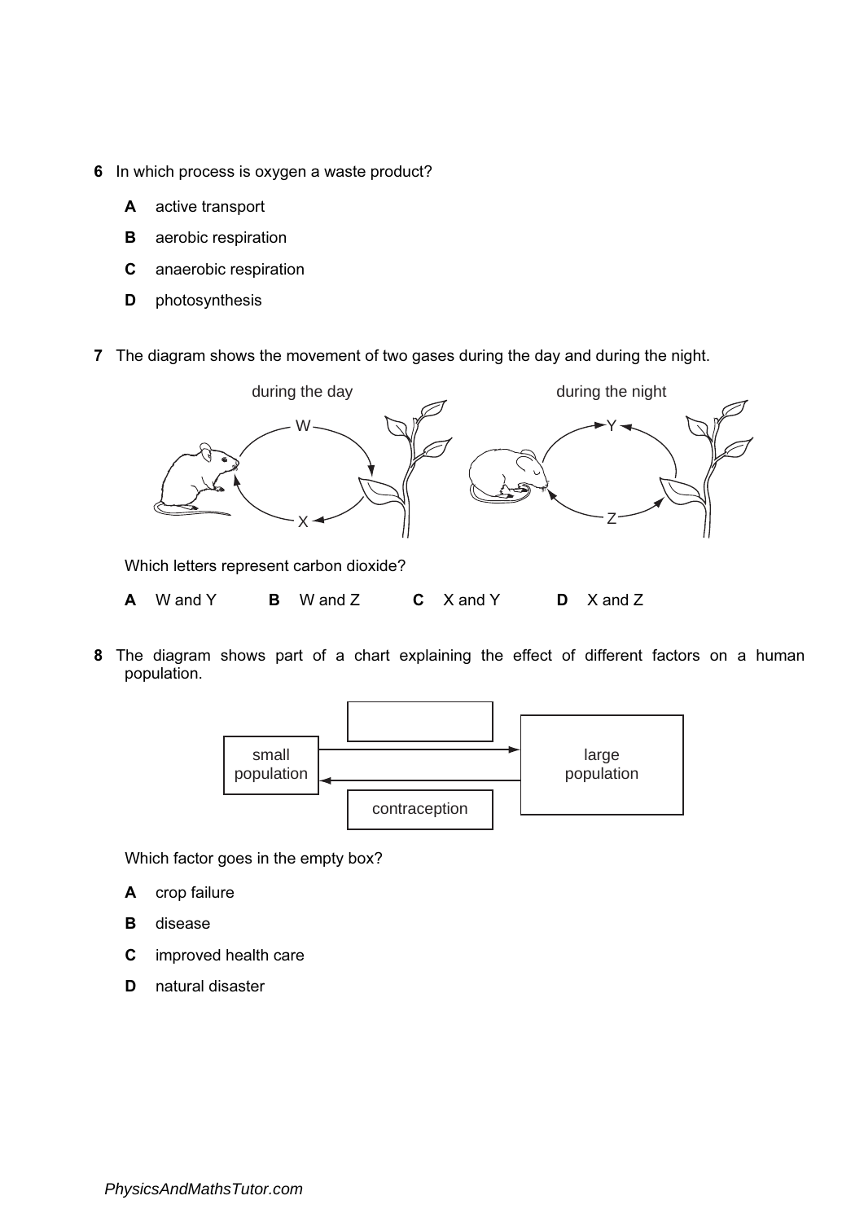**6** In which process is oxygen a waste product?

- **A** active transport
- **B** aerobic respiration
- **C** anaerobic respiration
- **D** photosynthesis

**7** The diagram shows the movement of two gases during the day and during the night.

during the day — during the night

W, X, Y, Z

Which letters represent carbon dioxide?

**A** W and Y **B** W and Z **C** X and Y **D** X and Z

**8** The diagram shows part of a chart explaining the effect of different factors on a human population.

small population → large population; large population → small population (contraception)

Which factor goes in the empty box?

- **A** crop failure
- **B** disease
- **C** improved health care
- **D** natural disaster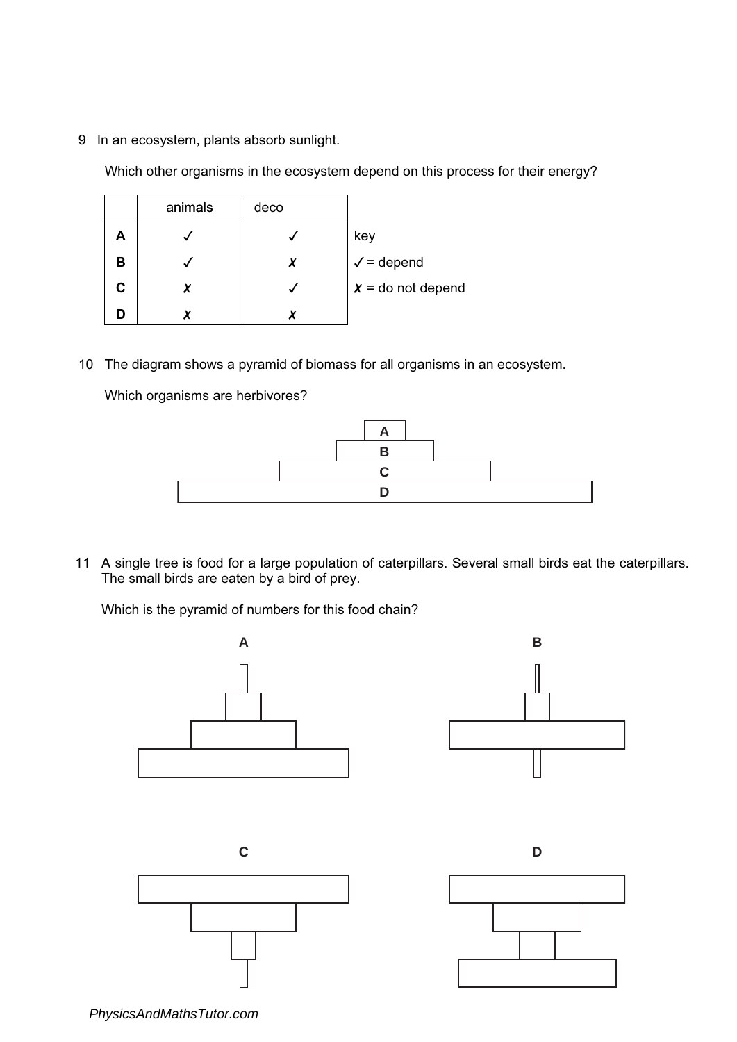9 In an ecosystem, plants absorb sunlight.

Which other organisms in the ecosystem depend on this process for their energy?

| | animals | deco |
|---|---|---|
| **A** | ✓ | ✓ |
| **B** | ✓ | ✗ |
| **C** | ✗ | ✓ |
| **D** | ✗ | ✗ |

key

✓ = depend

✗ = do not depend

10 The diagram shows a pyramid of biomass for all organisms in an ecosystem.

Which organisms are herbivores?

A

B

C

D

11 A single tree is food for a large population of caterpillars. Several small birds eat the caterpillars. The small birds are eaten by a bird of prey.

Which is the pyramid of numbers for this food chain?

A

B

C

D

PhysicsAndMathsTutor.com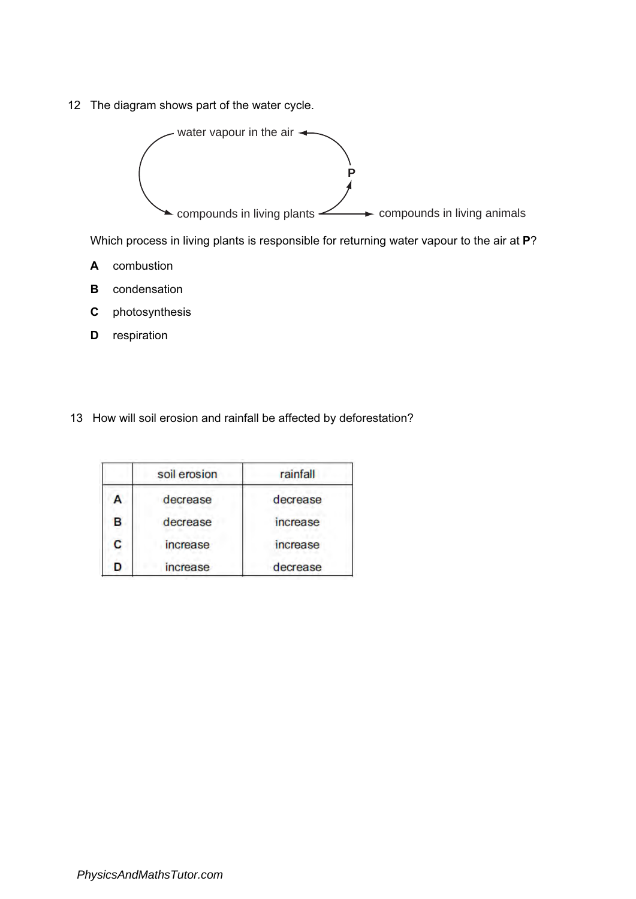12 The diagram shows part of the water cycle.

water vapour in the air

P

compounds in living plants → compounds in living animals

Which process in living plants is responsible for returning water vapour to the air at **P**?

**A** combustion

**B** condensation

**C** photosynthesis

**D** respiration

13 How will soil erosion and rainfall be affected by deforestation?

| | soil erosion | rainfall |
|---|---|---|
| **A** | decrease | decrease |
| **B** | decrease | increase |
| **C** | increase | increase |
| **D** | increase | decrease |

*PhysicsAndMathsTutor.com*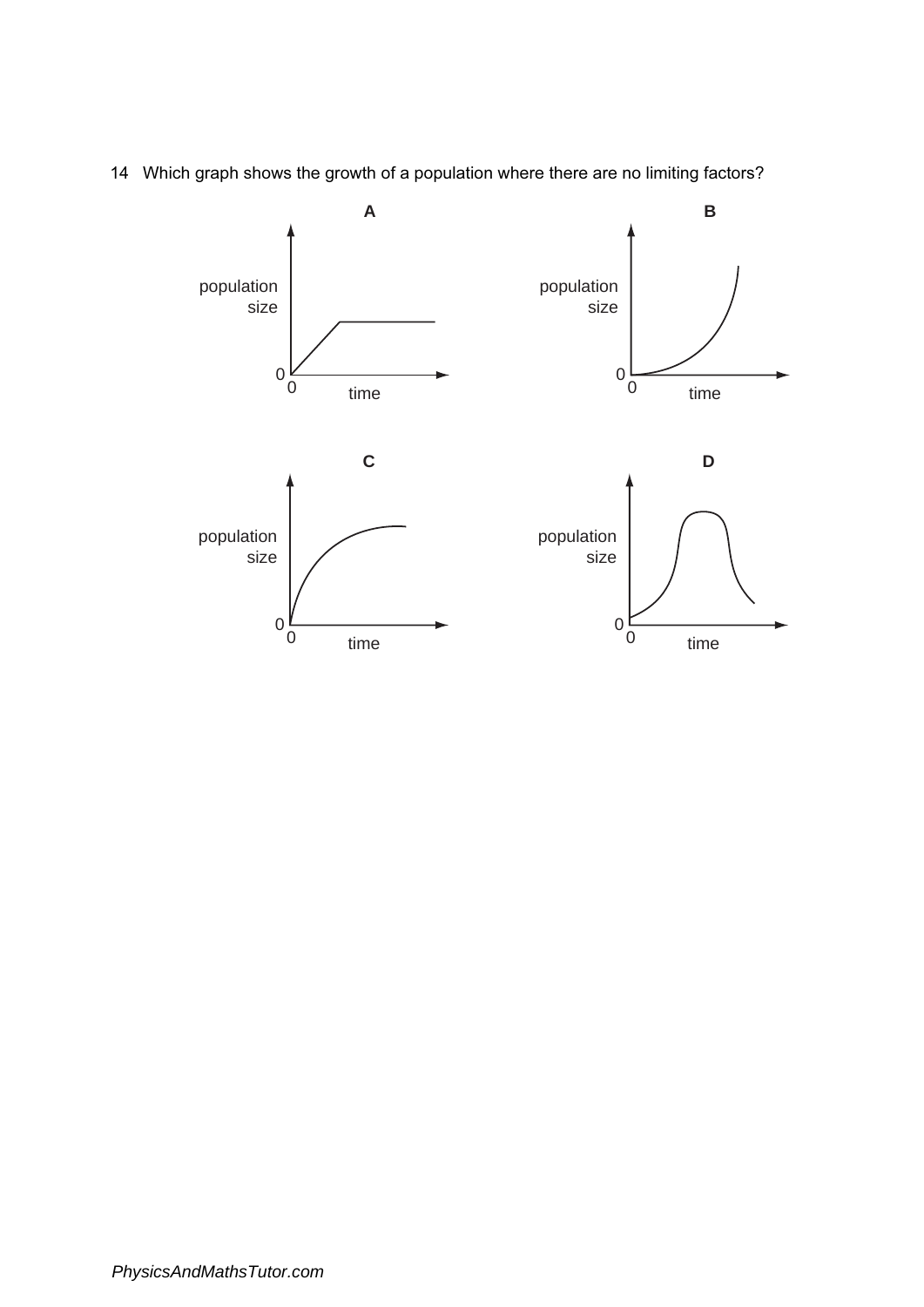14 Which graph shows the growth of a population where there are no limiting factors?

**A**

population size

0

0 time

**B**

population size

0

0 time

**C**

population size

0

0 time

**D**

population size

0

0 time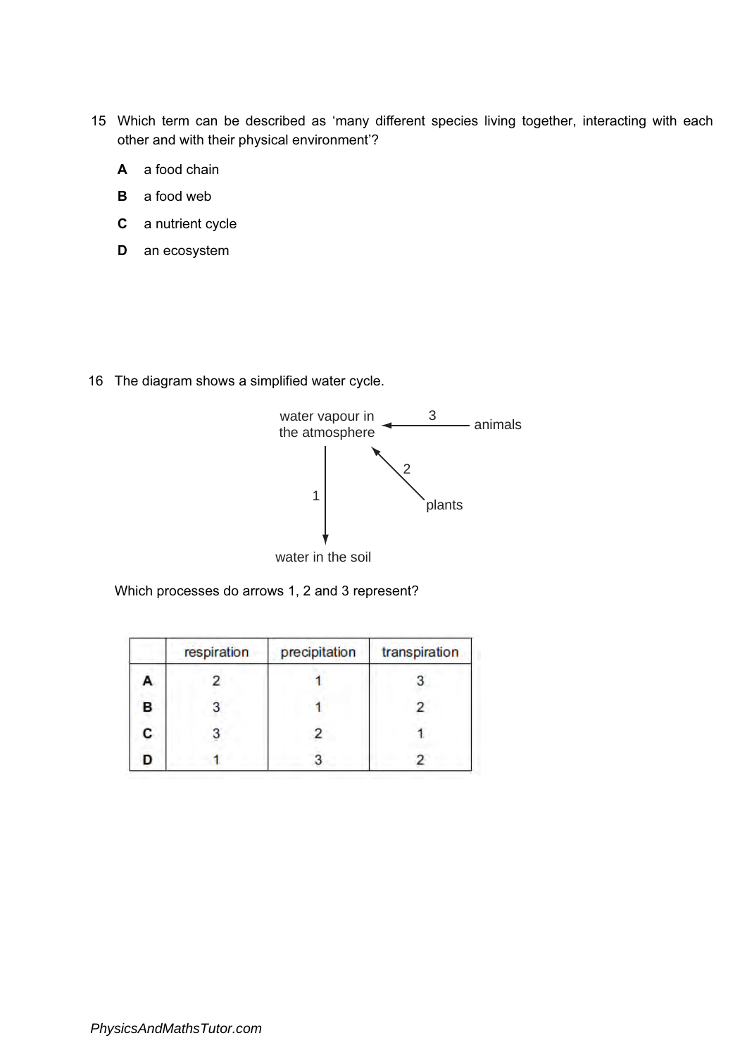15 Which term can be described as 'many different species living together, interacting with each other and with their physical environment'?

**A** a food chain

**B** a food web

**C** a nutrient cycle

**D** an ecosystem

16 The diagram shows a simplified water cycle.

water vapour in the atmosphere ← 3 — animals

water vapour in the atmosphere ← 2 — plants

water vapour in the atmosphere — 1 → water in the soil

Which processes do arrows 1, 2 and 3 represent?

| | respiration | precipitation | transpiration |
|---|---|---|---|
| **A** | 2 | 1 | 3 |
| **B** | 3 | 1 | 2 |
| **C** | 3 | 2 | 1 |
| **D** | 1 | 3 | 2 |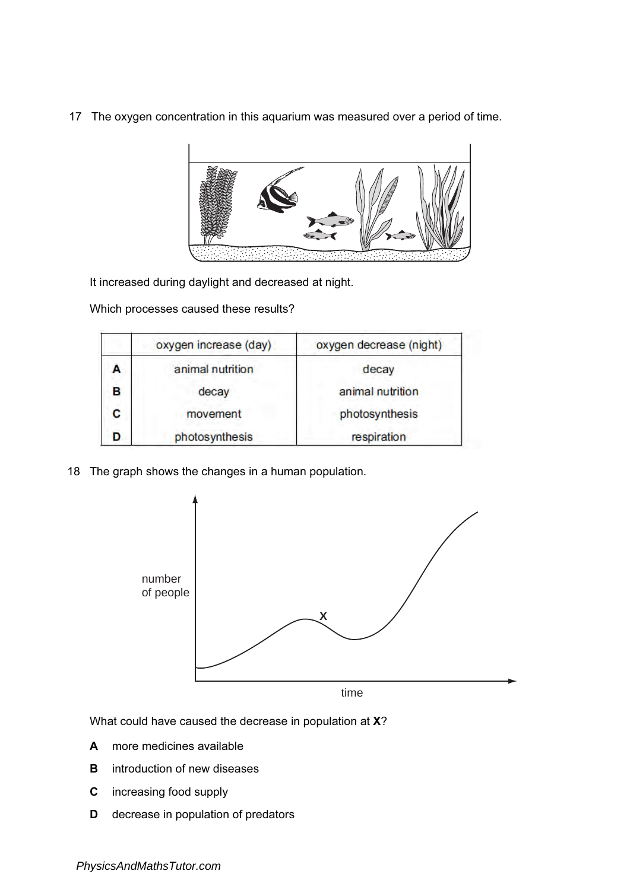17 The oxygen concentration in this aquarium was measured over a period of time.

It increased during daylight and decreased at night.

Which processes caused these results?

| | oxygen increase (day) | oxygen decrease (night) |
|---|---|---|
| **A** | animal nutrition | decay |
| **B** | decay | animal nutrition |
| **C** | movement | photosynthesis |
| **D** | photosynthesis | respiration |

18 The graph shows the changes in a human population.

number of people

X

time

What could have caused the decrease in population at **X**?

**A** more medicines available

**B** introduction of new diseases

**C** increasing food supply

**D** decrease in population of predators